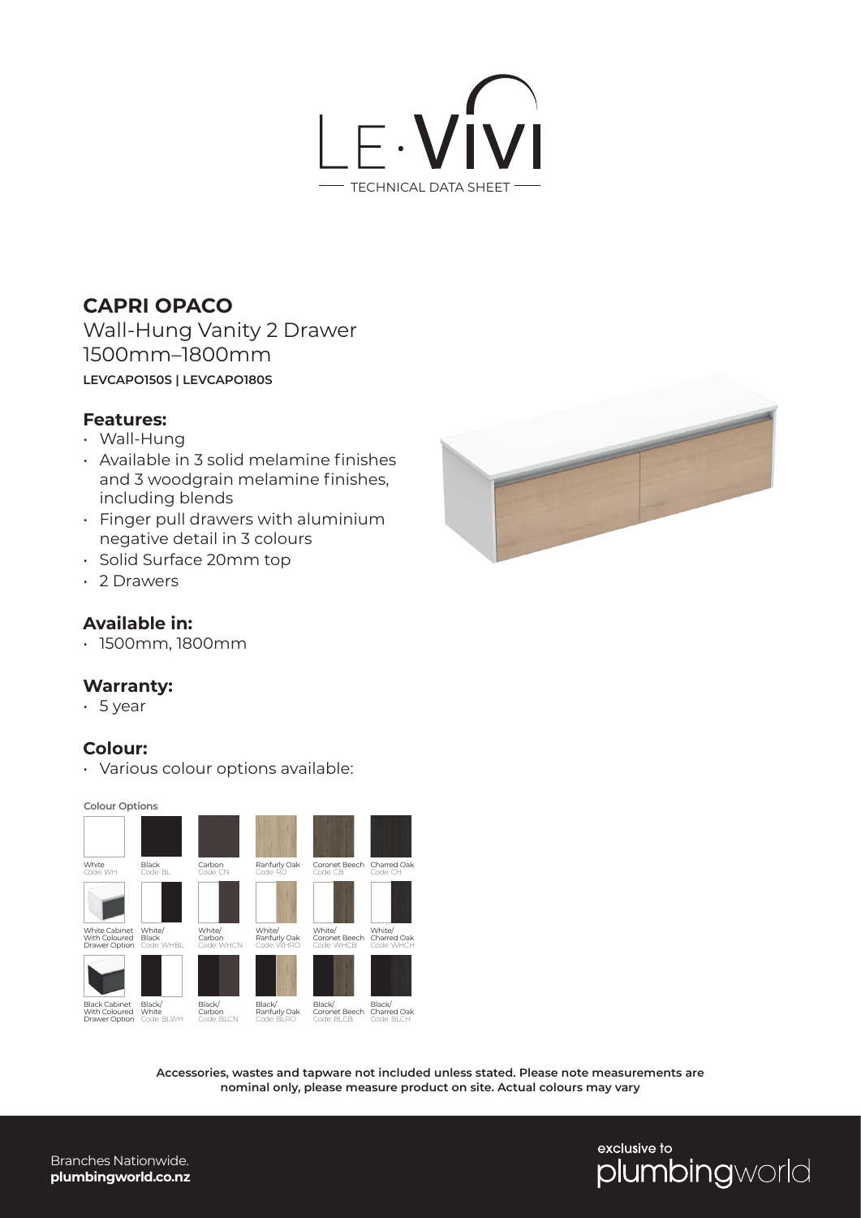LE·VIVI

TECHNICAL DATA SHEET

## CAPRI OPACO

Wall-Hung Vanity 2 Drawer
1500mm–1800mm

**LEVCAPO150S | LEVCAPO180S**

### Features:

- Wall-Hung
- Available in 3 solid melamine finishes and 3 woodgrain melamine finishes, including blends
- Finger pull drawers with aluminium negative detail in 3 colours
- Solid Surface 20mm top
- 2 Drawers

### Available in:

- 1500mm, 1800mm

### Warranty:

- 5 year

### Colour:

- Various colour options available:

**Colour Options**

| | | | | | |
|---|---|---|---|---|---|
| White Code: WH | Black Code: BL | Carbon Code: CN | Ranfurly Oak Code: RO | Coronet Beech Code: CB | Charred Oak Code: CH |
| White Cabinet With Coloured Drawer Option | White/ Black Code: WHBL | White/ Carbon Code: WHCN | White/ Ranfurly Oak Code: WHRO | White/ Coronet Beech Code: WHCB | White/ Charred Oak Code: WHCH |
| Black Cabinet With Coloured Drawer Option | Black/ White Code: BLWH | Black/ Carbon Code: BLCN | Black/ Ranfurly Oak Code: BLRO | Black/ Coronet Beech Code: BLCB | Black/ Charred Oak Code: BLCH |

**Accessories, wastes and tapware not included unless stated. Please note measurements are nominal only, please measure product on site. Actual colours may vary**

Branches Nationwide.
**plumbingworld.co.nz**

exclusive to plumbingworld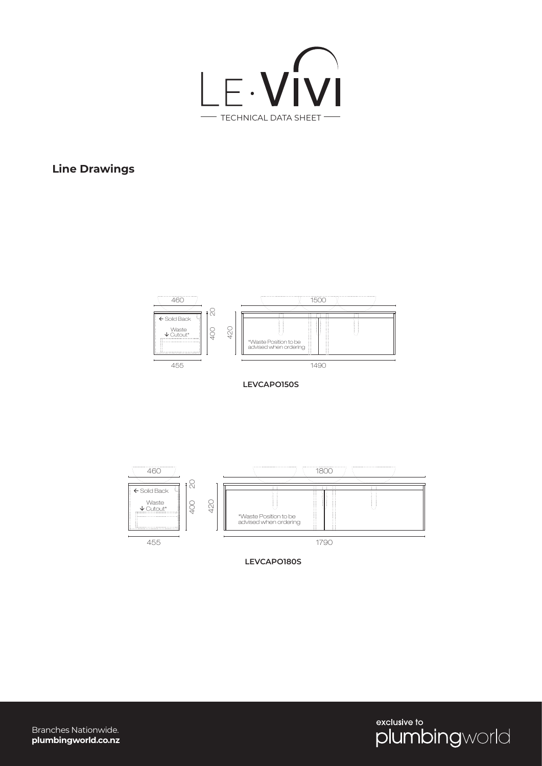LE·VIVI

TECHNICAL DATA SHEET

## Line Drawings

460
1500
20
← Solid Back
Waste
↓ Cutout*
400
420
*Waste Position to be advised when ordering
455
1490

**LEVCAPO150S**

460
1800
20
← Solid Back
Waste
↓ Cutout*
400
420
*Waste Position to be advised when ordering
455
1790

**LEVCAPO180S**

Branches Nationwide.
**plumbingworld.co.nz**

exclusive to plumbingworld